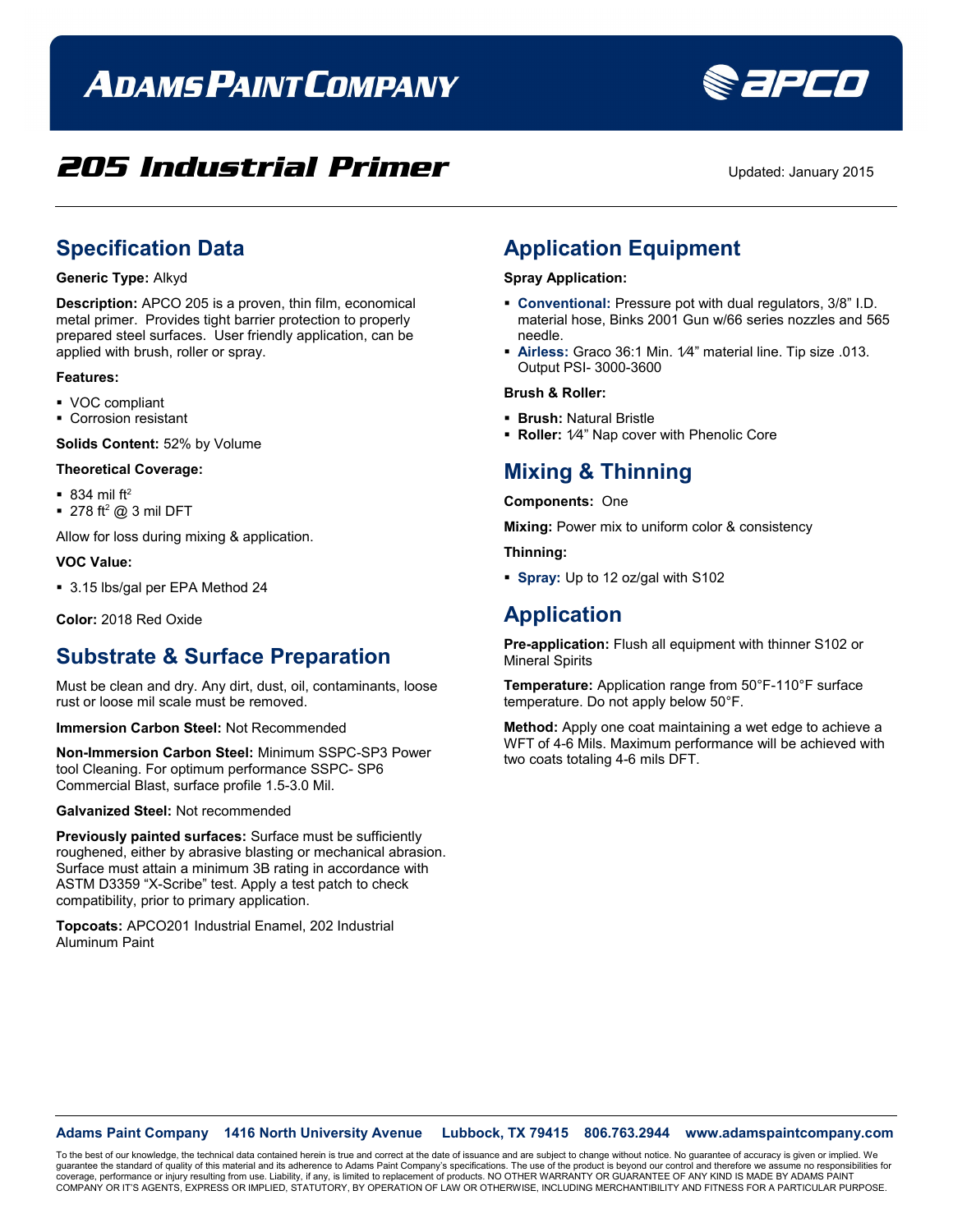# ADAMS PAINT COMPANY

APCO

## 205 Industrial Primer

Updated: January 2015

## Specification Data

**Generic Type:** Alkyd

**Description:** APCO 205 is a proven, thin film, economical metal primer. Provides tight barrier protection to properly prepared steel surfaces. User friendly application, can be applied with brush, roller or spray.

**Features:**

- VOC compliant
- Corrosion resistant

**Solids Content:** 52% by Volume

**Theoretical Coverage:**

- 834 mil $ft^2$
- 278 $ft^2$ @ 3 mil DFT

Allow for loss during mixing & application.

**VOC Value:**

- 3.15 lbs/gal per EPA Method 24

**Color:** 2018 Red Oxide

## Substrate & Surface Preparation

Must be clean and dry. Any dirt, dust, oil, contaminants, loose rust or loose mil scale must be removed.

**Immersion Carbon Steel:** Not Recommended

**Non-Immersion Carbon Steel:** Minimum SSPC-SP3 Power tool Cleaning. For optimum performance SSPC- SP6 Commercial Blast, surface profile 1.5-3.0 Mil.

**Galvanized Steel:** Not recommended

**Previously painted surfaces:** Surface must be sufficiently roughened, either by abrasive blasting or mechanical abrasion. Surface must attain a minimum 3B rating in accordance with ASTM D3359 "X-Scribe" test. Apply a test patch to check compatibility, prior to primary application.

**Topcoats:** APCO201 Industrial Enamel, 202 Industrial Aluminum Paint

## Application Equipment

**Spray Application:**

- **Conventional:** Pressure pot with dual regulators, 3/8" I.D. material hose, Binks 2001 Gun w/66 series nozzles and 565 needle.
- **Airless:** Graco 36:1 Min. 1⁄4" material line. Tip size .013. Output PSI- 3000-3600

**Brush & Roller:**

- **Brush:** Natural Bristle
- **Roller:** 1⁄4" Nap cover with Phenolic Core

## Mixing & Thinning

**Components:** One

**Mixing:** Power mix to uniform color & consistency

**Thinning:**

- **Spray:** Up to 12 oz/gal with S102

## Application

**Pre-application:** Flush all equipment with thinner S102 or Mineral Spirits

**Temperature:** Application range from 50°F-110°F surface temperature. Do not apply below 50°F.

**Method:** Apply one coat maintaining a wet edge to achieve a WFT of 4-6 Mils. Maximum performance will be achieved with two coats totaling 4-6 mils DFT.

**Adams Paint Company 1416 North University Avenue Lubbock, TX 79415 806.763.2944 www.adamspaintcompany.com**

To the best of our knowledge, the technical data contained herein is true and correct at the date of issuance and are subject to change without notice. No guarantee of accuracy is given or implied. We guarantee the standard of quality of this material and its adherence to Adams Paint Company's specifications. The use of the product is beyond our control and therefore we assume no responsibilities for coverage, performance or injury resulting from use. Liability, if any, is limited to replacement of products. NO OTHER WARRANTY OR GUARANTEE OF ANY KIND IS MADE BY ADAMS PAINT COMPANY OR IT'S AGENTS, EXPRESS OR IMPLIED, STATUTORY, BY OPERATION OF LAW OR OTHERWISE, INCLUDING MERCHANTABILITY AND FITNESS FOR A PARTICULAR PURPOSE.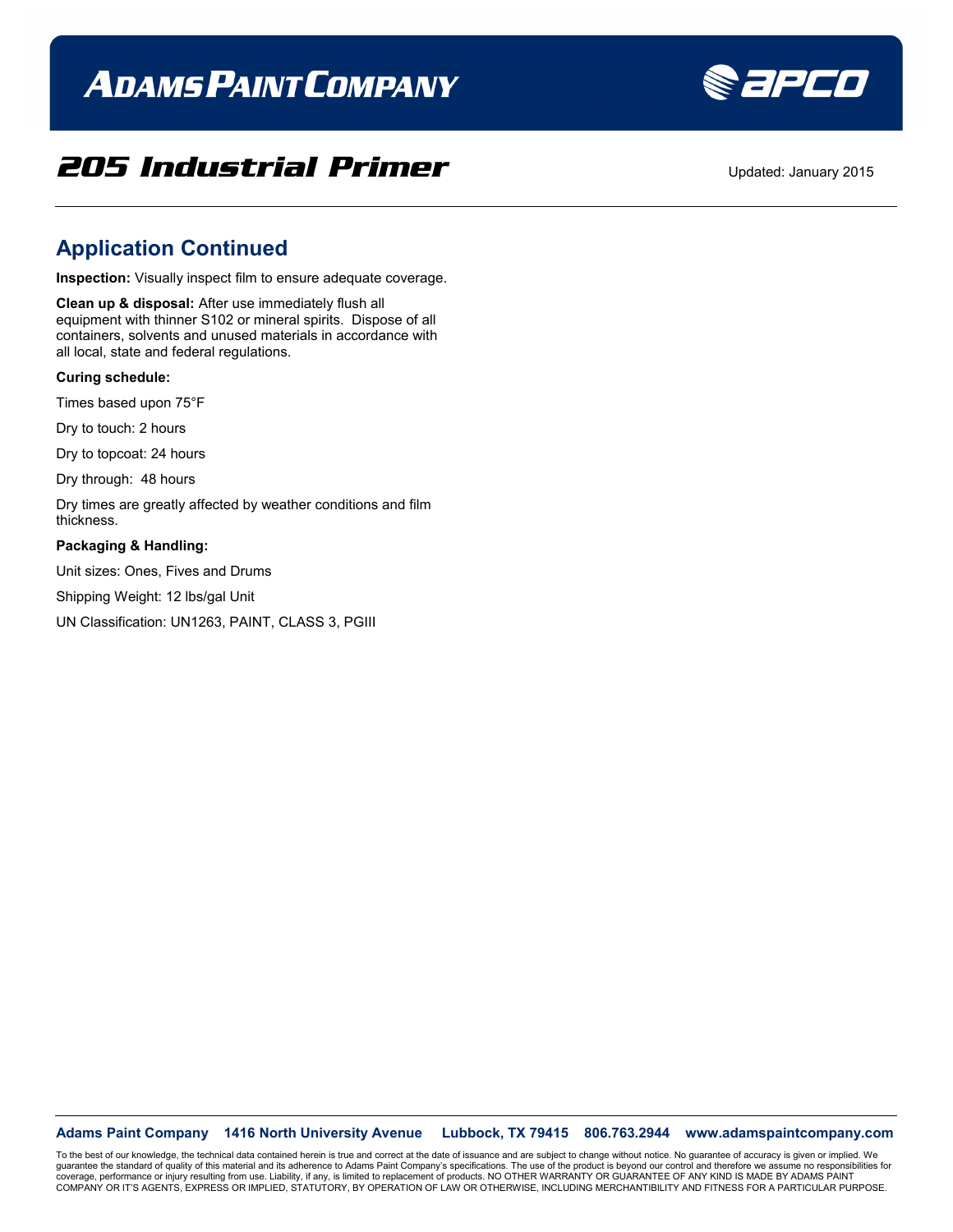# 205 Industrial Primer

Updated: January 2015

## Application Continued

**Inspection:** Visually inspect film to ensure adequate coverage.

**Clean up & disposal:** After use immediately flush all equipment with thinner S102 or mineral spirits. Dispose of all containers, solvents and unused materials in accordance with all local, state and federal regulations.

**Curing schedule:**

Times based upon 75°F

Dry to touch: 2 hours

Dry to topcoat: 24 hours

Dry through: 48 hours

Dry times are greatly affected by weather conditions and film thickness.

**Packaging & Handling:**

Unit sizes: Ones, Fives and Drums

Shipping Weight: 12 lbs/gal Unit

UN Classification: UN1263, PAINT, CLASS 3, PGIII

**Adams Paint Company 1416 North University Avenue Lubbock, TX 79415 806.763.2944 www.adamspaintcompany.com**

To the best of our knowledge, the technical data contained herein is true and correct at the date of issuance and are subject to change without notice. No guarantee of accuracy is given or implied. We guarantee the standard of quality of this material and its adherence to Adams Paint Company's specifications. The use of the product is beyond our control and therefore we assume no responsibilities for coverage, performance or injury resulting from use. Liability, if any, is limited to replacement of products. NO OTHER WARRANTY OR GUARANTEE OF ANY KIND IS MADE BY ADAMS PAINT COMPANY OR IT'S AGENTS, EXPRESS OR IMPLIED, STATUTORY, BY OPERATION OF LAW OR OTHERWISE, INCLUDING MERCHANTIBILITY AND FITNESS FOR A PARTICULAR PURPOSE.